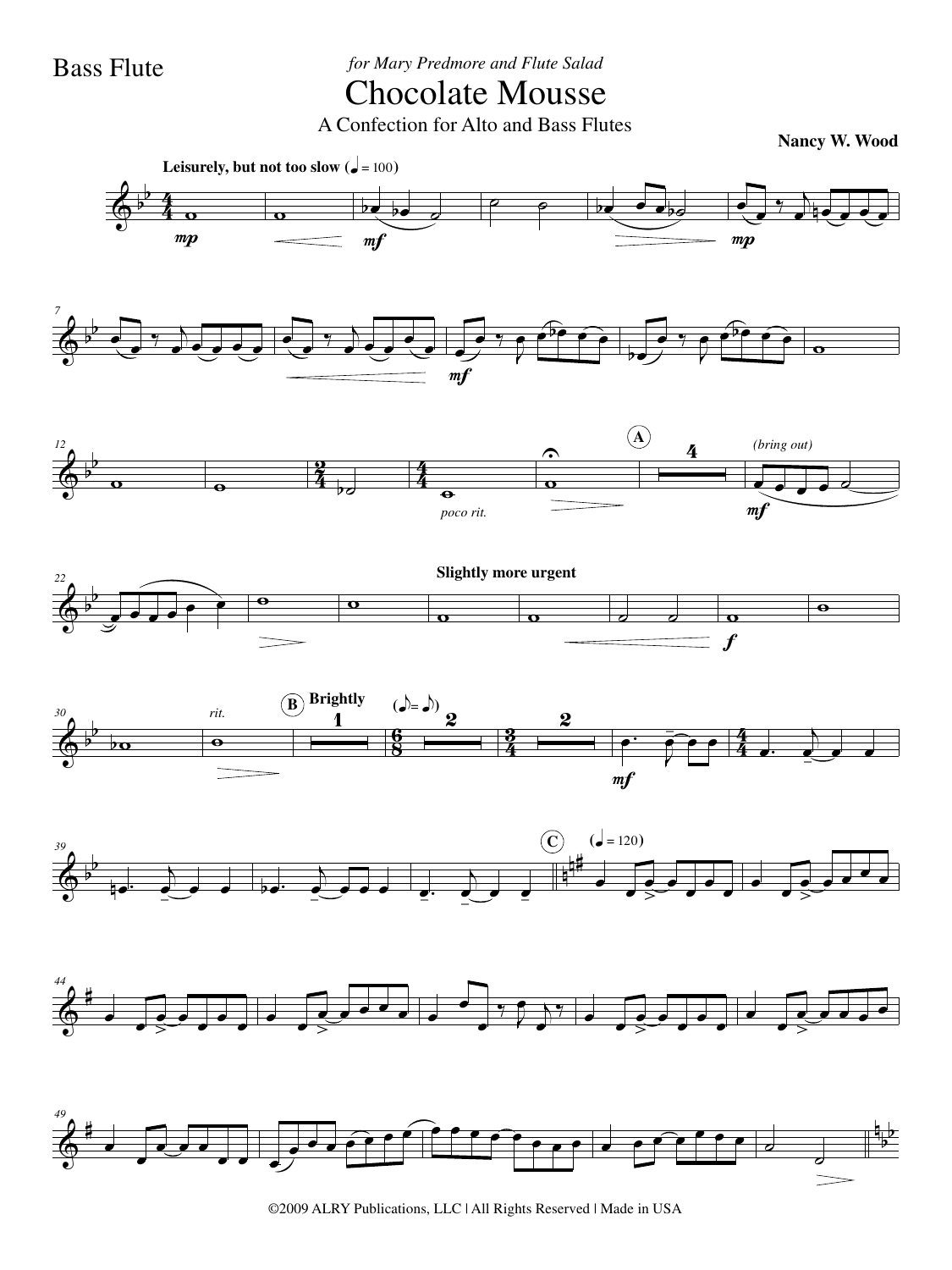Bass Flute

*for Mary Predmore and Flute Salad*

# Chocolate Mousse

A Confection for Alto and Bass Flutes

**Nancy W. Wood**

**Leisurely, but not too slow** (♩ = 100)

*mp* *mf* *mp* *mf*

*poco rit.*

**A** 4 *(bring out)* *mf*

**Slightly more urgent** *f*

*rit.*

**B** **Brightly** 1 (♪ = ♪) 2 2 *mf*

**C** (♩ = 120)

©2009 ALRY Publications, LLC | All Rights Reserved | Made in USA